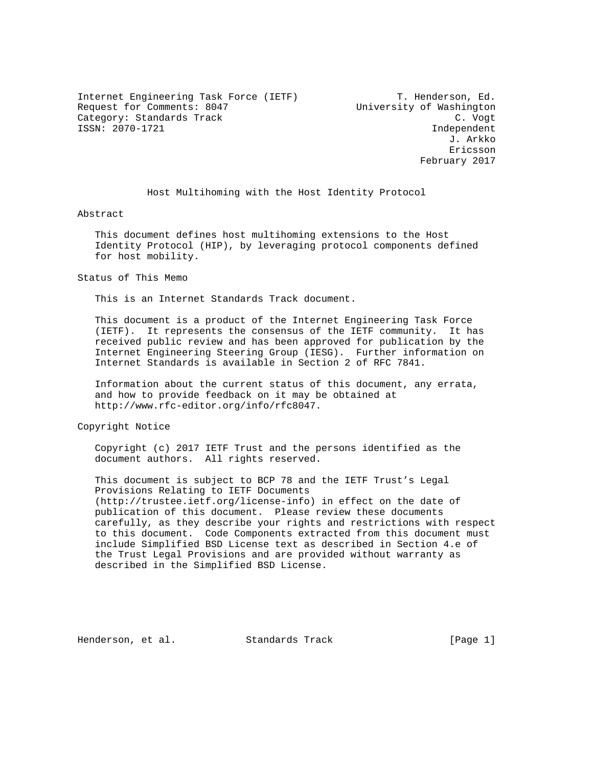Internet Engineering Task Force (IETF) T. Henderson, Ed.
Request for Comments: 8047 University of Washington
Category: Standards Track C. Vogt
ISSN: 2070-1721 Independent
J. Arkko
Ericsson
February 2017

# Host Multihoming with the Host Identity Protocol

## Abstract

This document defines host multihoming extensions to the Host Identity Protocol (HIP), by leveraging protocol components defined for host mobility.

## Status of This Memo

This is an Internet Standards Track document.

This document is a product of the Internet Engineering Task Force (IETF). It represents the consensus of the IETF community. It has received public review and has been approved for publication by the Internet Engineering Steering Group (IESG). Further information on Internet Standards is available in Section 2 of RFC 7841.

Information about the current status of this document, any errata, and how to provide feedback on it may be obtained at http://www.rfc-editor.org/info/rfc8047.

## Copyright Notice

Copyright (c) 2017 IETF Trust and the persons identified as the document authors. All rights reserved.

This document is subject to BCP 78 and the IETF Trust's Legal Provisions Relating to IETF Documents (http://trustee.ietf.org/license-info) in effect on the date of publication of this document. Please review these documents carefully, as they describe your rights and restrictions with respect to this document. Code Components extracted from this document must include Simplified BSD License text as described in Section 4.e of the Trust Legal Provisions and are provided without warranty as described in the Simplified BSD License.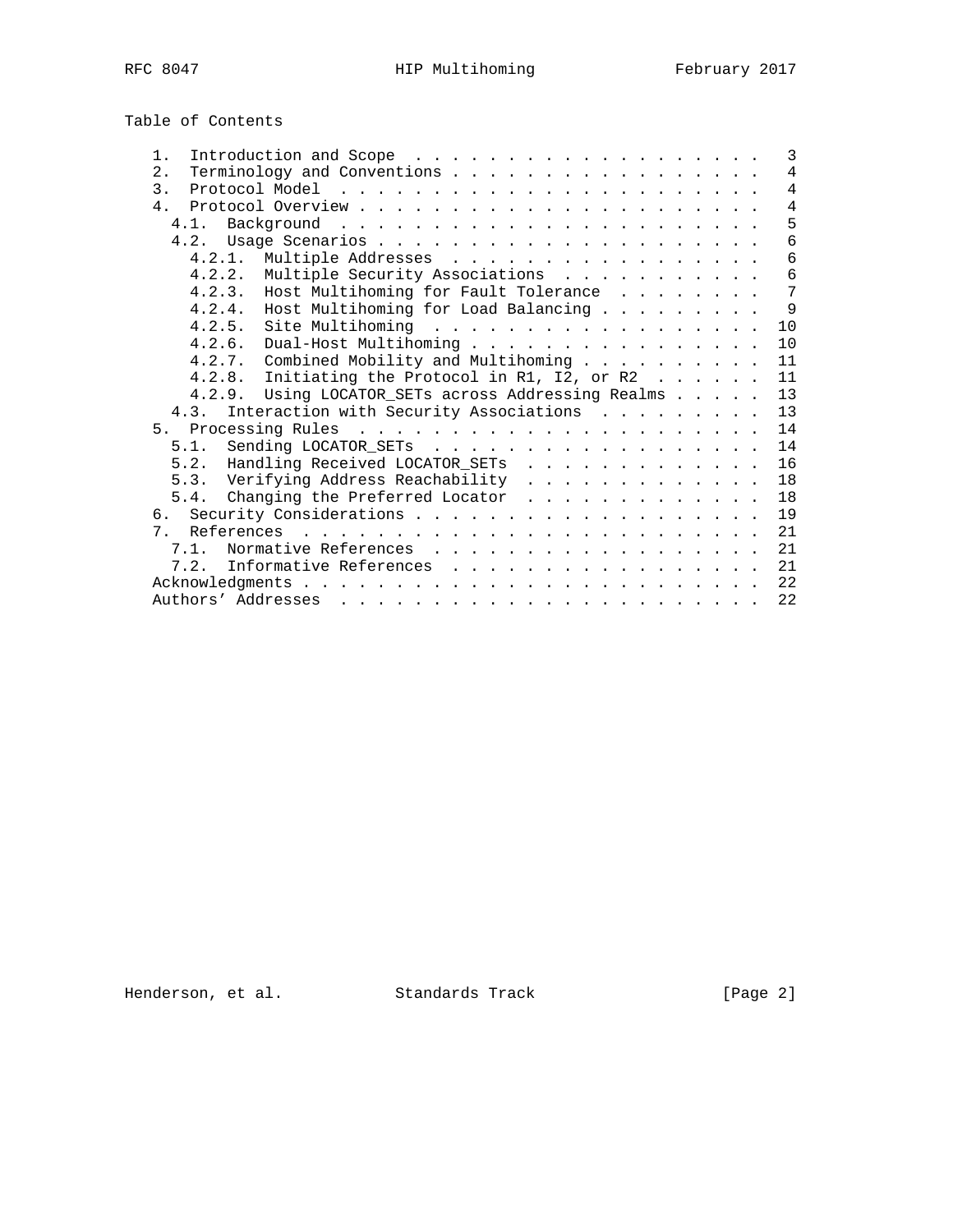Table of Contents

```
   1.  Introduction and Scope  . . . . . . . . . . . . . . . . . . .   3
   2.  Terminology and Conventions . . . . . . . . . . . . . . . . .   4
   3.  Protocol Model  . . . . . . . . . . . . . . . . . . . . . . .   4
   4.  Protocol Overview . . . . . . . . . . . . . . . . . . . . . .   4
     4.1.  Background  . . . . . . . . . . . . . . . . . . . . . . .   5
     4.2.  Usage Scenarios . . . . . . . . . . . . . . . . . . . . .   6
       4.2.1.  Multiple Addresses  . . . . . . . . . . . . . . . . .   6
       4.2.2.  Multiple Security Associations  . . . . . . . . . . .   6
       4.2.3.  Host Multihoming for Fault Tolerance  . . . . . . . .   7
       4.2.4.  Host Multihoming for Load Balancing . . . . . . . . .   9
       4.2.5.  Site Multihoming  . . . . . . . . . . . . . . . . . .  10
       4.2.6.  Dual-Host Multihoming . . . . . . . . . . . . . . . .  10
       4.2.7.  Combined Mobility and Multihoming . . . . . . . . . .  11
       4.2.8.  Initiating the Protocol in R1, I2, or R2  . . . . . .  11
       4.2.9.  Using LOCATOR_SETs across Addressing Realms . . . . .  13
     4.3.  Interaction with Security Associations  . . . . . . . . .  13
   5.  Processing Rules  . . . . . . . . . . . . . . . . . . . . . .  14
     5.1.  Sending LOCATOR_SETs  . . . . . . . . . . . . . . . . . .  14
     5.2.  Handling Received LOCATOR_SETs  . . . . . . . . . . . . .  16
     5.3.  Verifying Address Reachability  . . . . . . . . . . . . .  18
     5.4.  Changing the Preferred Locator  . . . . . . . . . . . . .  18
   6.  Security Considerations . . . . . . . . . . . . . . . . . . .  19
   7.  References  . . . . . . . . . . . . . . . . . . . . . . . . .  21
     7.1.  Normative References  . . . . . . . . . . . . . . . . . .  21
     7.2.  Informative References  . . . . . . . . . . . . . . . . .  21
   Acknowledgments . . . . . . . . . . . . . . . . . . . . . . . . .  22
   Authors' Addresses  . . . . . . . . . . . . . . . . . . . . . . .  22
```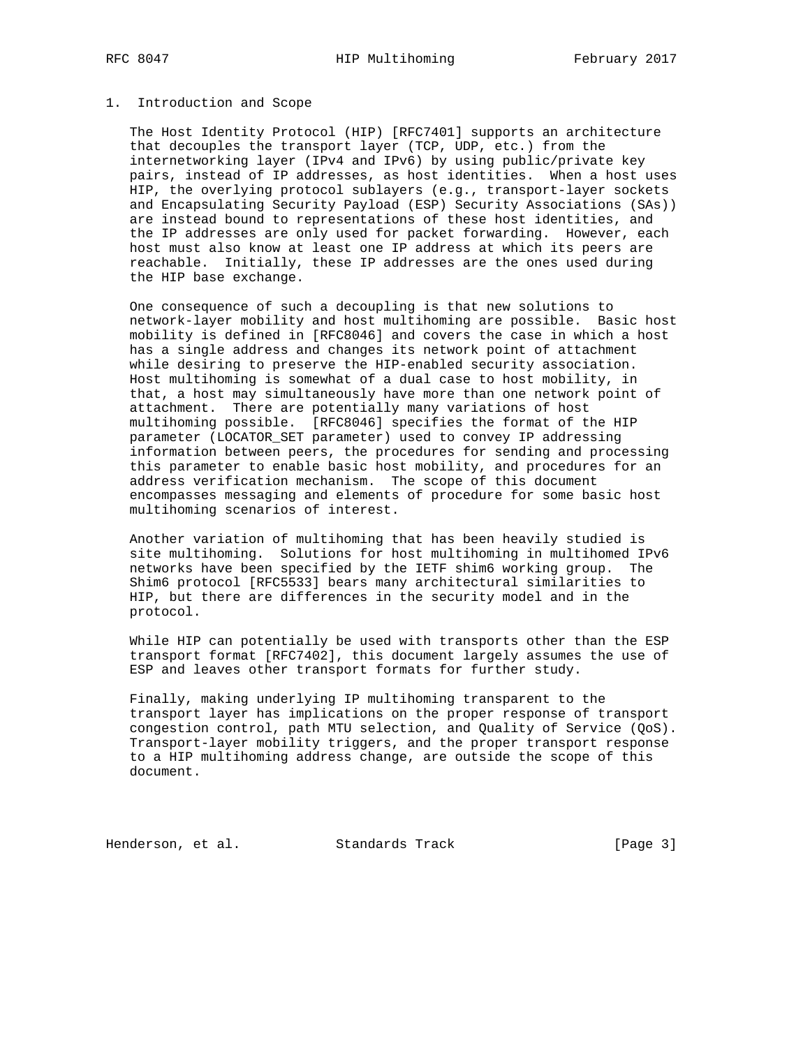## 1. Introduction and Scope

The Host Identity Protocol (HIP) [RFC7401] supports an architecture that decouples the transport layer (TCP, UDP, etc.) from the internetworking layer (IPv4 and IPv6) by using public/private key pairs, instead of IP addresses, as host identities. When a host uses HIP, the overlying protocol sublayers (e.g., transport-layer sockets and Encapsulating Security Payload (ESP) Security Associations (SAs)) are instead bound to representations of these host identities, and the IP addresses are only used for packet forwarding. However, each host must also know at least one IP address at which its peers are reachable. Initially, these IP addresses are the ones used during the HIP base exchange.

One consequence of such a decoupling is that new solutions to network-layer mobility and host multihoming are possible. Basic host mobility is defined in [RFC8046] and covers the case in which a host has a single address and changes its network point of attachment while desiring to preserve the HIP-enabled security association. Host multihoming is somewhat of a dual case to host mobility, in that, a host may simultaneously have more than one network point of attachment. There are potentially many variations of host multihoming possible. [RFC8046] specifies the format of the HIP parameter (LOCATOR_SET parameter) used to convey IP addressing information between peers, the procedures for sending and processing this parameter to enable basic host mobility, and procedures for an address verification mechanism. The scope of this document encompasses messaging and elements of procedure for some basic host multihoming scenarios of interest.

Another variation of multihoming that has been heavily studied is site multihoming. Solutions for host multihoming in multihomed IPv6 networks have been specified by the IETF shim6 working group. The Shim6 protocol [RFC5533] bears many architectural similarities to HIP, but there are differences in the security model and in the protocol.

While HIP can potentially be used with transports other than the ESP transport format [RFC7402], this document largely assumes the use of ESP and leaves other transport formats for further study.

Finally, making underlying IP multihoming transparent to the transport layer has implications on the proper response of transport congestion control, path MTU selection, and Quality of Service (QoS). Transport-layer mobility triggers, and the proper transport response to a HIP multihoming address change, are outside the scope of this document.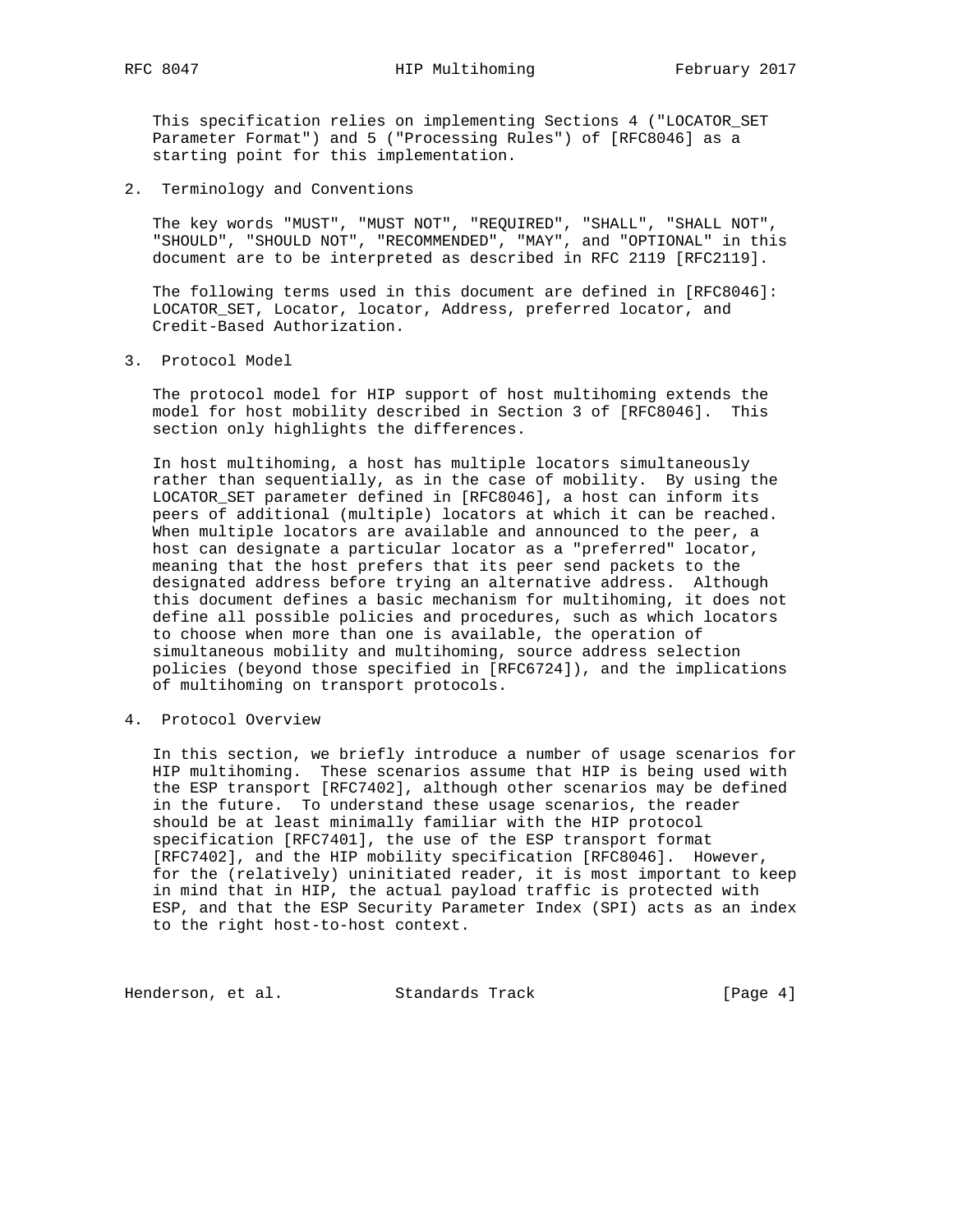This specification relies on implementing Sections 4 ("LOCATOR_SET Parameter Format") and 5 ("Processing Rules") of [RFC8046] as a starting point for this implementation.

## 2. Terminology and Conventions

The key words "MUST", "MUST NOT", "REQUIRED", "SHALL", "SHALL NOT", "SHOULD", "SHOULD NOT", "RECOMMENDED", "MAY", and "OPTIONAL" in this document are to be interpreted as described in RFC 2119 [RFC2119].

The following terms used in this document are defined in [RFC8046]: LOCATOR_SET, Locator, locator, Address, preferred locator, and Credit-Based Authorization.

## 3. Protocol Model

The protocol model for HIP support of host multihoming extends the model for host mobility described in Section 3 of [RFC8046]. This section only highlights the differences.

In host multihoming, a host has multiple locators simultaneously rather than sequentially, as in the case of mobility. By using the LOCATOR_SET parameter defined in [RFC8046], a host can inform its peers of additional (multiple) locators at which it can be reached. When multiple locators are available and announced to the peer, a host can designate a particular locator as a "preferred" locator, meaning that the host prefers that its peer send packets to the designated address before trying an alternative address. Although this document defines a basic mechanism for multihoming, it does not define all possible policies and procedures, such as which locators to choose when more than one is available, the operation of simultaneous mobility and multihoming, source address selection policies (beyond those specified in [RFC6724]), and the implications of multihoming on transport protocols.

## 4. Protocol Overview

In this section, we briefly introduce a number of usage scenarios for HIP multihoming. These scenarios assume that HIP is being used with the ESP transport [RFC7402], although other scenarios may be defined in the future. To understand these usage scenarios, the reader should be at least minimally familiar with the HIP protocol specification [RFC7401], the use of the ESP transport format [RFC7402], and the HIP mobility specification [RFC8046]. However, for the (relatively) uninitiated reader, it is most important to keep in mind that in HIP, the actual payload traffic is protected with ESP, and that the ESP Security Parameter Index (SPI) acts as an index to the right host-to-host context.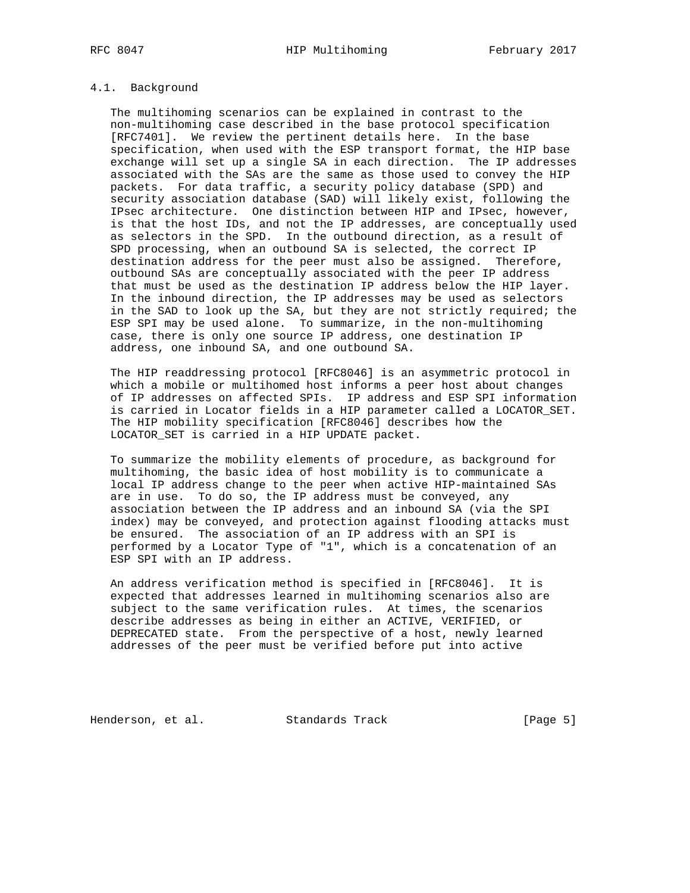### 4.1. Background

The multihoming scenarios can be explained in contrast to the non-multihoming case described in the base protocol specification [RFC7401]. We review the pertinent details here. In the base specification, when used with the ESP transport format, the HIP base exchange will set up a single SA in each direction. The IP addresses associated with the SAs are the same as those used to convey the HIP packets. For data traffic, a security policy database (SPD) and security association database (SAD) will likely exist, following the IPsec architecture. One distinction between HIP and IPsec, however, is that the host IDs, and not the IP addresses, are conceptually used as selectors in the SPD. In the outbound direction, as a result of SPD processing, when an outbound SA is selected, the correct IP destination address for the peer must also be assigned. Therefore, outbound SAs are conceptually associated with the peer IP address that must be used as the destination IP address below the HIP layer. In the inbound direction, the IP addresses may be used as selectors in the SAD to look up the SA, but they are not strictly required; the ESP SPI may be used alone. To summarize, in the non-multihoming case, there is only one source IP address, one destination IP address, one inbound SA, and one outbound SA.

The HIP readdressing protocol [RFC8046] is an asymmetric protocol in which a mobile or multihomed host informs a peer host about changes of IP addresses on affected SPIs. IP address and ESP SPI information is carried in Locator fields in a HIP parameter called a LOCATOR_SET. The HIP mobility specification [RFC8046] describes how the LOCATOR_SET is carried in a HIP UPDATE packet.

To summarize the mobility elements of procedure, as background for multihoming, the basic idea of host mobility is to communicate a local IP address change to the peer when active HIP-maintained SAs are in use. To do so, the IP address must be conveyed, any association between the IP address and an inbound SA (via the SPI index) may be conveyed, and protection against flooding attacks must be ensured. The association of an IP address with an SPI is performed by a Locator Type of "1", which is a concatenation of an ESP SPI with an IP address.

An address verification method is specified in [RFC8046]. It is expected that addresses learned in multihoming scenarios also are subject to the same verification rules. At times, the scenarios describe addresses as being in either an ACTIVE, VERIFIED, or DEPRECATED state. From the perspective of a host, newly learned addresses of the peer must be verified before put into active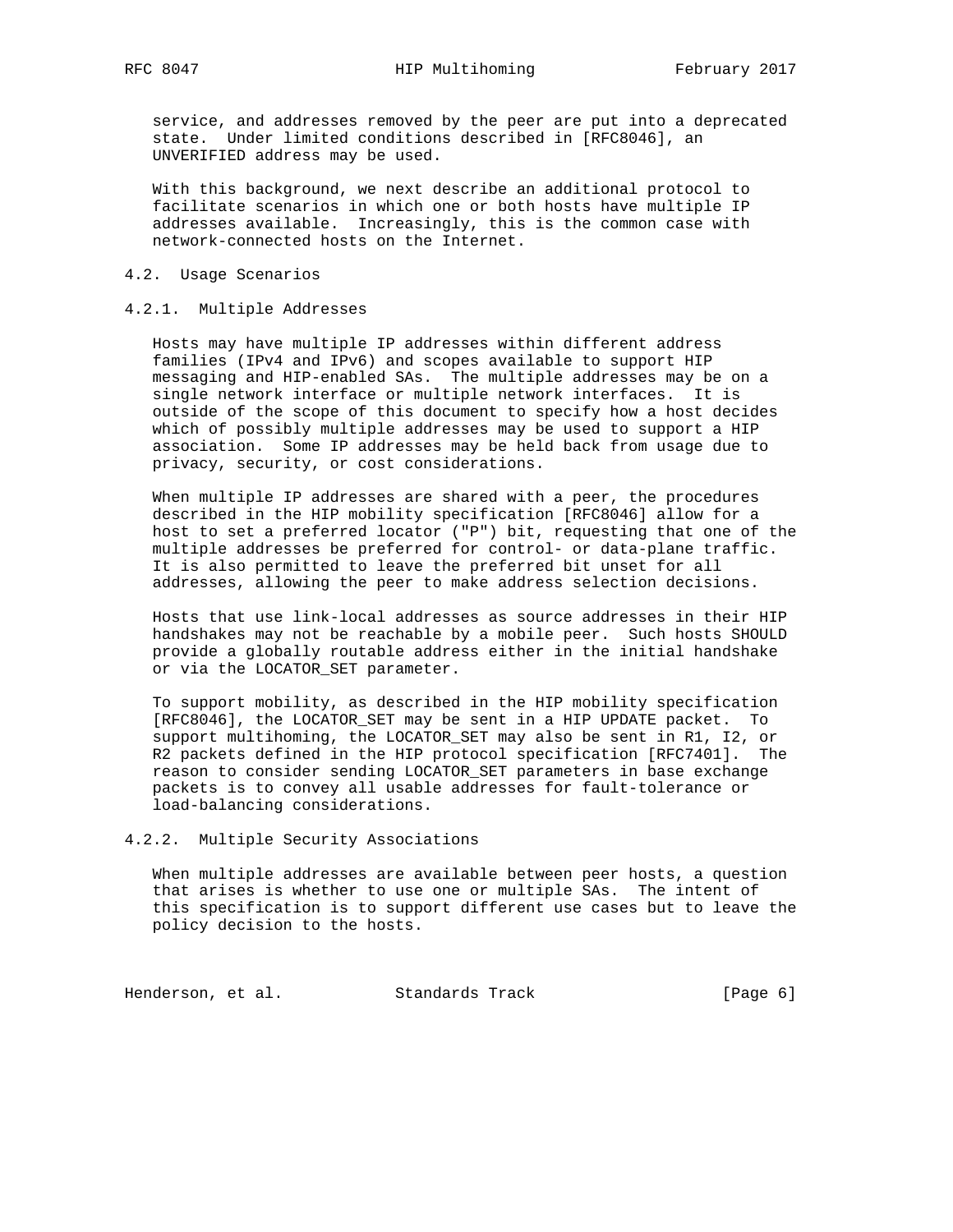service, and addresses removed by the peer are put into a deprecated state. Under limited conditions described in [RFC8046], an UNVERIFIED address may be used.

With this background, we next describe an additional protocol to facilitate scenarios in which one or both hosts have multiple IP addresses available. Increasingly, this is the common case with network-connected hosts on the Internet.

### 4.2. Usage Scenarios

#### 4.2.1. Multiple Addresses

Hosts may have multiple IP addresses within different address families (IPv4 and IPv6) and scopes available to support HIP messaging and HIP-enabled SAs. The multiple addresses may be on a single network interface or multiple network interfaces. It is outside of the scope of this document to specify how a host decides which of possibly multiple addresses may be used to support a HIP association. Some IP addresses may be held back from usage due to privacy, security, or cost considerations.

When multiple IP addresses are shared with a peer, the procedures described in the HIP mobility specification [RFC8046] allow for a host to set a preferred locator ("P") bit, requesting that one of the multiple addresses be preferred for control- or data-plane traffic. It is also permitted to leave the preferred bit unset for all addresses, allowing the peer to make address selection decisions.

Hosts that use link-local addresses as source addresses in their HIP handshakes may not be reachable by a mobile peer. Such hosts SHOULD provide a globally routable address either in the initial handshake or via the LOCATOR_SET parameter.

To support mobility, as described in the HIP mobility specification [RFC8046], the LOCATOR_SET may be sent in a HIP UPDATE packet. To support multihoming, the LOCATOR_SET may also be sent in R1, I2, or R2 packets defined in the HIP protocol specification [RFC7401]. The reason to consider sending LOCATOR_SET parameters in base exchange packets is to convey all usable addresses for fault-tolerance or load-balancing considerations.

#### 4.2.2. Multiple Security Associations

When multiple addresses are available between peer hosts, a question that arises is whether to use one or multiple SAs. The intent of this specification is to support different use cases but to leave the policy decision to the hosts.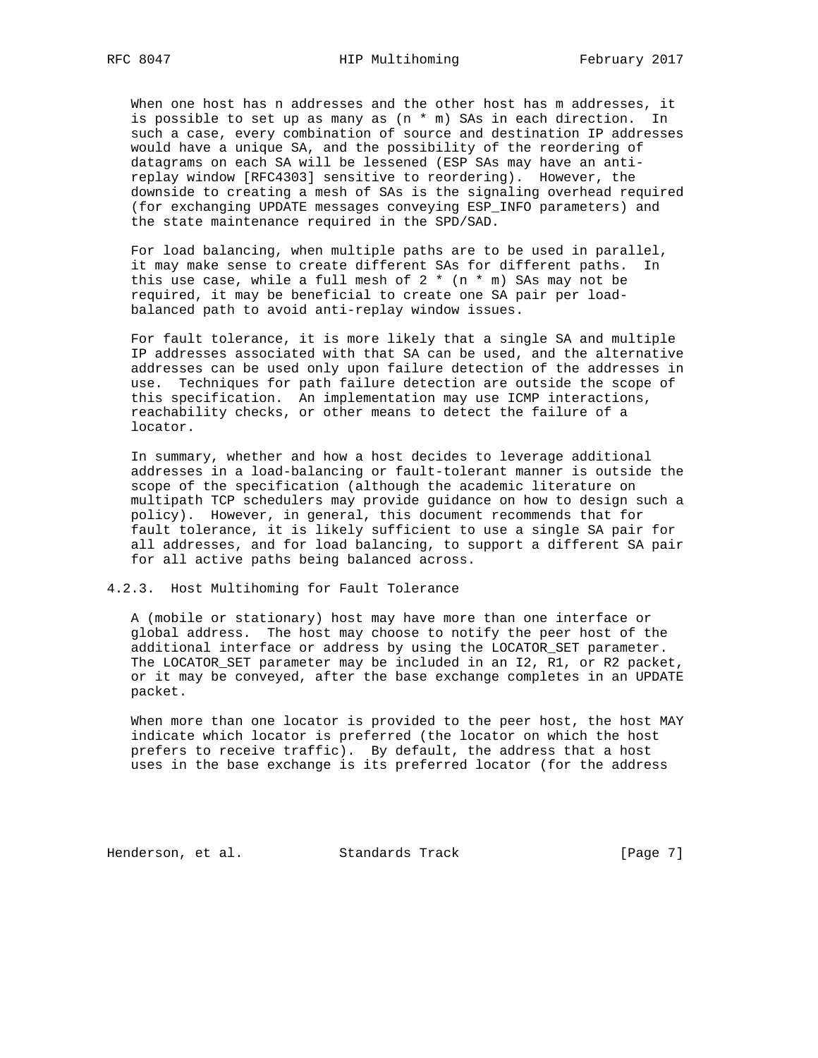When one host has n addresses and the other host has m addresses, it is possible to set up as many as (n * m) SAs in each direction. In such a case, every combination of source and destination IP addresses would have a unique SA, and the possibility of the reordering of datagrams on each SA will be lessened (ESP SAs may have an anti-replay window [RFC4303] sensitive to reordering). However, the downside to creating a mesh of SAs is the signaling overhead required (for exchanging UPDATE messages conveying ESP_INFO parameters) and the state maintenance required in the SPD/SAD.

For load balancing, when multiple paths are to be used in parallel, it may make sense to create different SAs for different paths. In this use case, while a full mesh of 2 * (n * m) SAs may not be required, it may be beneficial to create one SA pair per load-balanced path to avoid anti-replay window issues.

For fault tolerance, it is more likely that a single SA and multiple IP addresses associated with that SA can be used, and the alternative addresses can be used only upon failure detection of the addresses in use. Techniques for path failure detection are outside the scope of this specification. An implementation may use ICMP interactions, reachability checks, or other means to detect the failure of a locator.

In summary, whether and how a host decides to leverage additional addresses in a load-balancing or fault-tolerant manner is outside the scope of the specification (although the academic literature on multipath TCP schedulers may provide guidance on how to design such a policy). However, in general, this document recommends that for fault tolerance, it is likely sufficient to use a single SA pair for all addresses, and for load balancing, to support a different SA pair for all active paths being balanced across.

### 4.2.3. Host Multihoming for Fault Tolerance

A (mobile or stationary) host may have more than one interface or global address. The host may choose to notify the peer host of the additional interface or address by using the LOCATOR_SET parameter. The LOCATOR_SET parameter may be included in an I2, R1, or R2 packet, or it may be conveyed, after the base exchange completes in an UPDATE packet.

When more than one locator is provided to the peer host, the host MAY indicate which locator is preferred (the locator on which the host prefers to receive traffic). By default, the address that a host uses in the base exchange is its preferred locator (for the address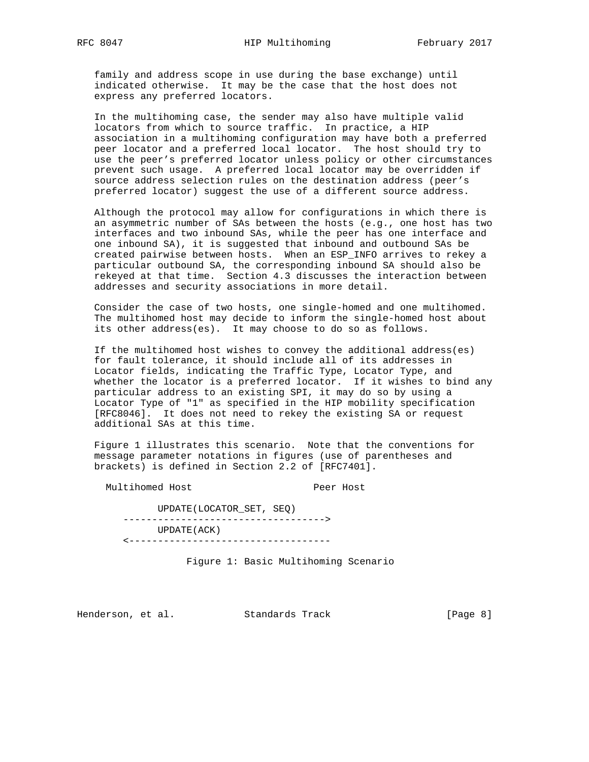family and address scope in use during the base exchange) until indicated otherwise. It may be the case that the host does not express any preferred locators.

In the multihoming case, the sender may also have multiple valid locators from which to source traffic. In practice, a HIP association in a multihoming configuration may have both a preferred peer locator and a preferred local locator. The host should try to use the peer's preferred locator unless policy or other circumstances prevent such usage. A preferred local locator may be overridden if source address selection rules on the destination address (peer's preferred locator) suggest the use of a different source address.

Although the protocol may allow for configurations in which there is an asymmetric number of SAs between the hosts (e.g., one host has two interfaces and two inbound SAs, while the peer has one interface and one inbound SA), it is suggested that inbound and outbound SAs be created pairwise between hosts. When an ESP_INFO arrives to rekey a particular outbound SA, the corresponding inbound SA should also be rekeyed at that time. Section 4.3 discusses the interaction between addresses and security associations in more detail.

Consider the case of two hosts, one single-homed and one multihomed. The multihomed host may decide to inform the single-homed host about its other address(es). It may choose to do so as follows.

If the multihomed host wishes to convey the additional address(es) for fault tolerance, it should include all of its addresses in Locator fields, indicating the Traffic Type, Locator Type, and whether the locator is a preferred locator. If it wishes to bind any particular address to an existing SPI, it may do so by using a Locator Type of "1" as specified in the HIP mobility specification [RFC8046]. It does not need to rekey the existing SA or request additional SAs at this time.

Figure 1 illustrates this scenario. Note that the conventions for message parameter notations in figures (use of parentheses and brackets) is defined in Section 2.2 of [RFC7401].

```
  Multihomed Host                    Peer Host

           UPDATE(LOCATOR_SET, SEQ)
     ----------------------------------->
           UPDATE(ACK)
     <-----------------------------------
```

Figure 1: Basic Multihoming Scenario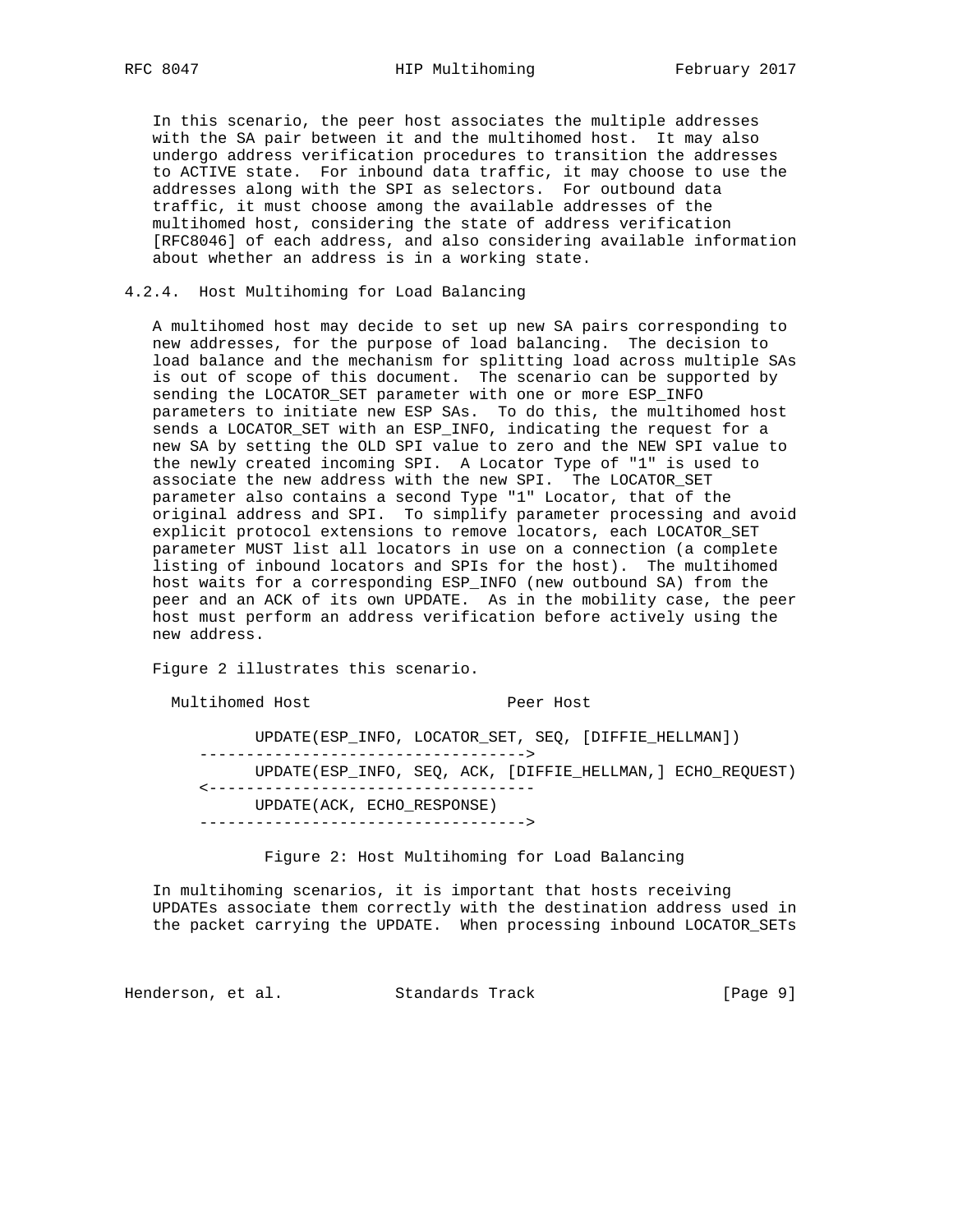In this scenario, the peer host associates the multiple addresses with the SA pair between it and the multihomed host. It may also undergo address verification procedures to transition the addresses to ACTIVE state. For inbound data traffic, it may choose to use the addresses along with the SPI as selectors. For outbound data traffic, it must choose among the available addresses of the multihomed host, considering the state of address verification [RFC8046] of each address, and also considering available information about whether an address is in a working state.

#### 4.2.4. Host Multihoming for Load Balancing

A multihomed host may decide to set up new SA pairs corresponding to new addresses, for the purpose of load balancing. The decision to load balance and the mechanism for splitting load across multiple SAs is out of scope of this document. The scenario can be supported by sending the LOCATOR_SET parameter with one or more ESP_INFO parameters to initiate new ESP SAs. To do this, the multihomed host sends a LOCATOR_SET with an ESP_INFO, indicating the request for a new SA by setting the OLD SPI value to zero and the NEW SPI value to the newly created incoming SPI. A Locator Type of "1" is used to associate the new address with the new SPI. The LOCATOR_SET parameter also contains a second Type "1" Locator, that of the original address and SPI. To simplify parameter processing and avoid explicit protocol extensions to remove locators, each LOCATOR_SET parameter MUST list all locators in use on a connection (a complete listing of inbound locators and SPIs for the host). The multihomed host waits for a corresponding ESP_INFO (new outbound SA) from the peer and an ACK of its own UPDATE. As in the mobility case, the peer host must perform an address verification before actively using the new address.

Figure 2 illustrates this scenario.

```
  Multihomed Host                    Peer Host

          UPDATE(ESP_INFO, LOCATOR_SET, SEQ, [DIFFIE_HELLMAN])
     ----------------------------------->
          UPDATE(ESP_INFO, SEQ, ACK, [DIFFIE_HELLMAN,] ECHO_REQUEST)
     <-----------------------------------
          UPDATE(ACK, ECHO_RESPONSE)
     ----------------------------------->
```

Figure 2: Host Multihoming for Load Balancing

In multihoming scenarios, it is important that hosts receiving UPDATEs associate them correctly with the destination address used in the packet carrying the UPDATE. When processing inbound LOCATOR_SETs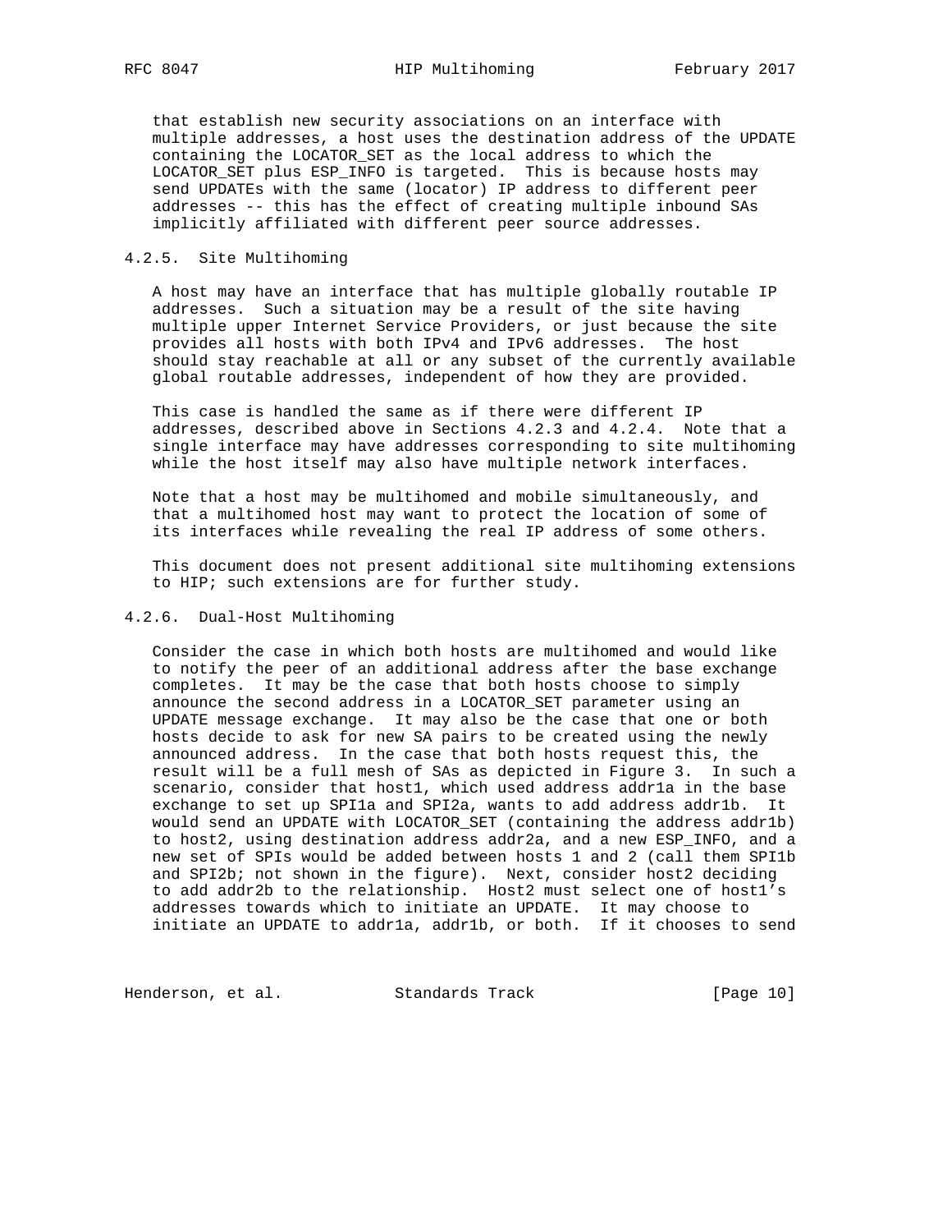that establish new security associations on an interface with multiple addresses, a host uses the destination address of the UPDATE containing the LOCATOR_SET as the local address to which the LOCATOR_SET plus ESP_INFO is targeted. This is because hosts may send UPDATEs with the same (locator) IP address to different peer addresses -- this has the effect of creating multiple inbound SAs implicitly affiliated with different peer source addresses.

### 4.2.5. Site Multihoming

A host may have an interface that has multiple globally routable IP addresses. Such a situation may be a result of the site having multiple upper Internet Service Providers, or just because the site provides all hosts with both IPv4 and IPv6 addresses. The host should stay reachable at all or any subset of the currently available global routable addresses, independent of how they are provided.

This case is handled the same as if there were different IP addresses, described above in Sections 4.2.3 and 4.2.4. Note that a single interface may have addresses corresponding to site multihoming while the host itself may also have multiple network interfaces.

Note that a host may be multihomed and mobile simultaneously, and that a multihomed host may want to protect the location of some of its interfaces while revealing the real IP address of some others.

This document does not present additional site multihoming extensions to HIP; such extensions are for further study.

### 4.2.6. Dual-Host Multihoming

Consider the case in which both hosts are multihomed and would like to notify the peer of an additional address after the base exchange completes. It may be the case that both hosts choose to simply announce the second address in a LOCATOR_SET parameter using an UPDATE message exchange. It may also be the case that one or both hosts decide to ask for new SA pairs to be created using the newly announced address. In the case that both hosts request this, the result will be a full mesh of SAs as depicted in Figure 3. In such a scenario, consider that host1, which used address addr1a in the base exchange to set up SPI1a and SPI2a, wants to add address addr1b. It would send an UPDATE with LOCATOR_SET (containing the address addr1b) to host2, using destination address addr2a, and a new ESP_INFO, and a new set of SPIs would be added between hosts 1 and 2 (call them SPI1b and SPI2b; not shown in the figure). Next, consider host2 deciding to add addr2b to the relationship. Host2 must select one of host1's addresses towards which to initiate an UPDATE. It may choose to initiate an UPDATE to addr1a, addr1b, or both. If it chooses to send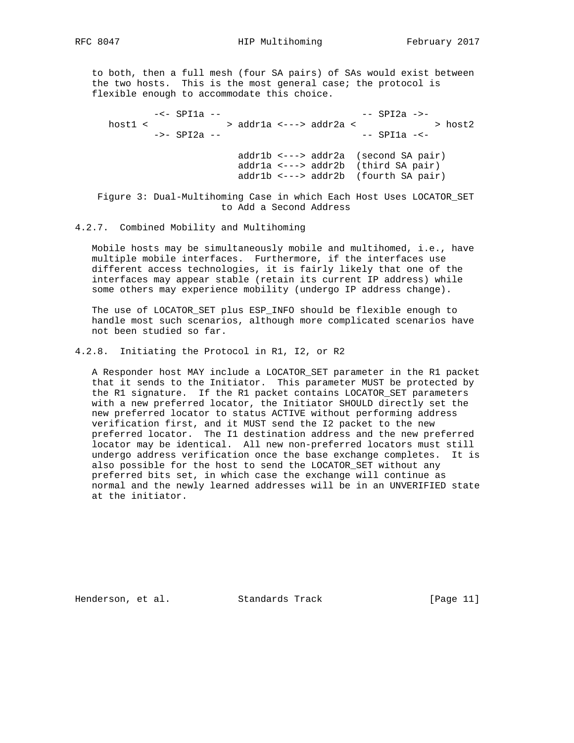to both, then a full mesh (four SA pairs) of SAs would exist between the two hosts. This is the most general case; the protocol is flexible enough to accommodate this choice.

```
          -<- SPI1a --                         -- SPI2a ->-
  host1 <              > addr1a <---> addr2a <              > host2
          ->- SPI2a --                         -- SPI1a -<-

                         addr1b <---> addr2a  (second SA pair)
                         addr1a <---> addr2b  (third SA pair)
                         addr1b <---> addr2b  (fourth SA pair)
```

Figure 3: Dual-Multihoming Case in which Each Host Uses LOCATOR_SET to Add a Second Address

#### 4.2.7. Combined Mobility and Multihoming

Mobile hosts may be simultaneously mobile and multihomed, i.e., have multiple mobile interfaces. Furthermore, if the interfaces use different access technologies, it is fairly likely that one of the interfaces may appear stable (retain its current IP address) while some others may experience mobility (undergo IP address change).

The use of LOCATOR_SET plus ESP_INFO should be flexible enough to handle most such scenarios, although more complicated scenarios have not been studied so far.

#### 4.2.8. Initiating the Protocol in R1, I2, or R2

A Responder host MAY include a LOCATOR_SET parameter in the R1 packet that it sends to the Initiator. This parameter MUST be protected by the R1 signature. If the R1 packet contains LOCATOR_SET parameters with a new preferred locator, the Initiator SHOULD directly set the new preferred locator to status ACTIVE without performing address verification first, and it MUST send the I2 packet to the new preferred locator. The I1 destination address and the new preferred locator may be identical. All new non-preferred locators must still undergo address verification once the base exchange completes. It is also possible for the host to send the LOCATOR_SET without any preferred bits set, in which case the exchange will continue as normal and the newly learned addresses will be in an UNVERIFIED state at the initiator.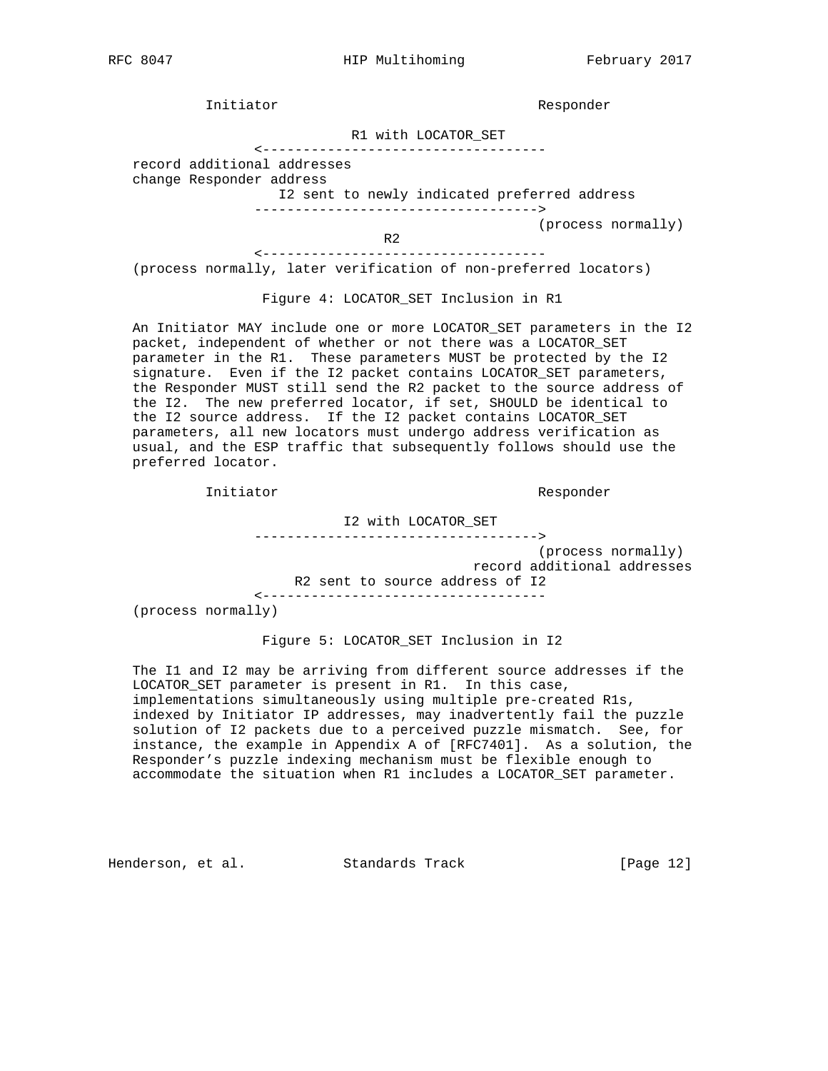```
         Initiator                              Responder

                             R1 with LOCATOR_SET
                <-----------------------------------
   record additional addresses
   change Responder address
                    I2 sent to newly indicated preferred address
                ----------------------------------->
                                                  (process normally)
                                    R2
                <-----------------------------------
   (process normally, later verification of non-preferred locators)
```

Figure 4: LOCATOR_SET Inclusion in R1

An Initiator MAY include one or more LOCATOR_SET parameters in the I2 packet, independent of whether or not there was a LOCATOR_SET parameter in the R1. These parameters MUST be protected by the I2 signature. Even if the I2 packet contains LOCATOR_SET parameters, the Responder MUST still send the R2 packet to the source address of the I2. The new preferred locator, if set, SHOULD be identical to the I2 source address. If the I2 packet contains LOCATOR_SET parameters, all new locators must undergo address verification as usual, and the ESP traffic that subsequently follows should use the preferred locator.

```
         Initiator                              Responder

                            I2 with LOCATOR_SET
                ----------------------------------->
                                                  (process normally)
                                         record additional addresses
                      R2 sent to source address of I2
                <-----------------------------------
   (process normally)
```

Figure 5: LOCATOR_SET Inclusion in I2

The I1 and I2 may be arriving from different source addresses if the LOCATOR_SET parameter is present in R1. In this case, implementations simultaneously using multiple pre-created R1s, indexed by Initiator IP addresses, may inadvertently fail the puzzle solution of I2 packets due to a perceived puzzle mismatch. See, for instance, the example in Appendix A of [RFC7401]. As a solution, the Responder's puzzle indexing mechanism must be flexible enough to accommodate the situation when R1 includes a LOCATOR_SET parameter.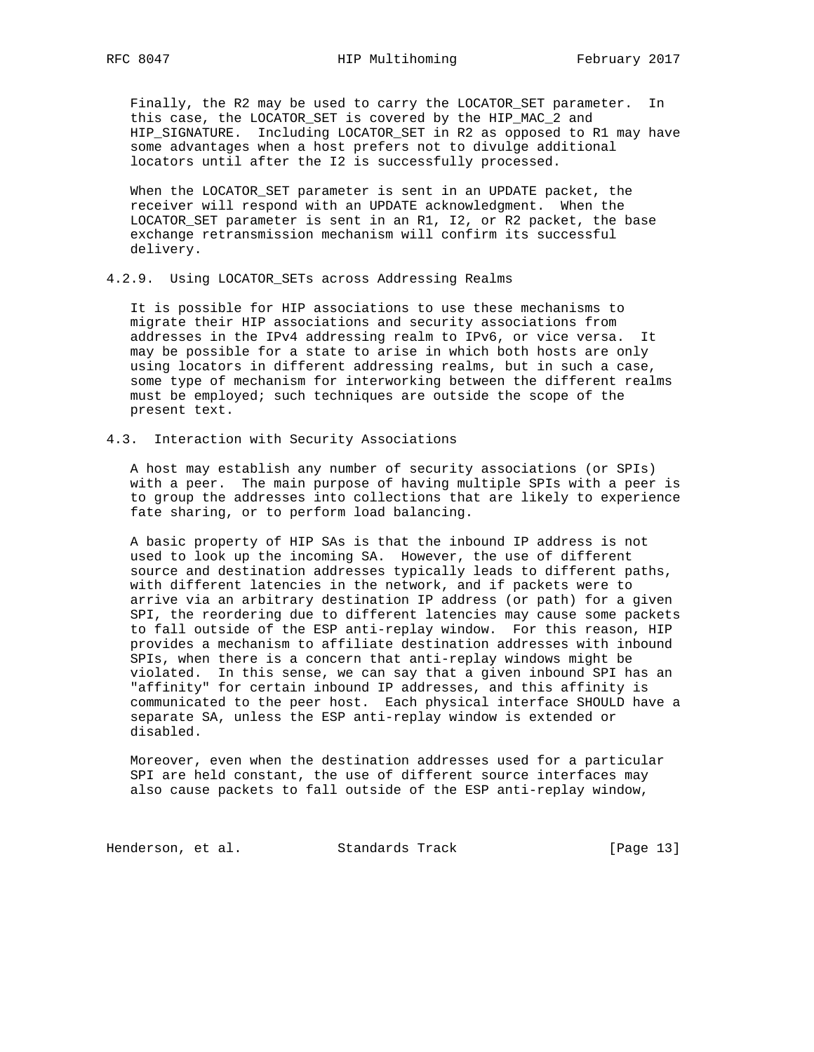Finally, the R2 may be used to carry the LOCATOR_SET parameter. In this case, the LOCATOR_SET is covered by the HIP_MAC_2 and HIP_SIGNATURE. Including LOCATOR_SET in R2 as opposed to R1 may have some advantages when a host prefers not to divulge additional locators until after the I2 is successfully processed.

When the LOCATOR_SET parameter is sent in an UPDATE packet, the receiver will respond with an UPDATE acknowledgment. When the LOCATOR_SET parameter is sent in an R1, I2, or R2 packet, the base exchange retransmission mechanism will confirm its successful delivery.

#### 4.2.9. Using LOCATOR_SETs across Addressing Realms

It is possible for HIP associations to use these mechanisms to migrate their HIP associations and security associations from addresses in the IPv4 addressing realm to IPv6, or vice versa. It may be possible for a state to arise in which both hosts are only using locators in different addressing realms, but in such a case, some type of mechanism for interworking between the different realms must be employed; such techniques are outside the scope of the present text.

### 4.3. Interaction with Security Associations

A host may establish any number of security associations (or SPIs) with a peer. The main purpose of having multiple SPIs with a peer is to group the addresses into collections that are likely to experience fate sharing, or to perform load balancing.

A basic property of HIP SAs is that the inbound IP address is not used to look up the incoming SA. However, the use of different source and destination addresses typically leads to different paths, with different latencies in the network, and if packets were to arrive via an arbitrary destination IP address (or path) for a given SPI, the reordering due to different latencies may cause some packets to fall outside of the ESP anti-replay window. For this reason, HIP provides a mechanism to affiliate destination addresses with inbound SPIs, when there is a concern that anti-replay windows might be violated. In this sense, we can say that a given inbound SPI has an "affinity" for certain inbound IP addresses, and this affinity is communicated to the peer host. Each physical interface SHOULD have a separate SA, unless the ESP anti-replay window is extended or disabled.

Moreover, even when the destination addresses used for a particular SPI are held constant, the use of different source interfaces may also cause packets to fall outside of the ESP anti-replay window,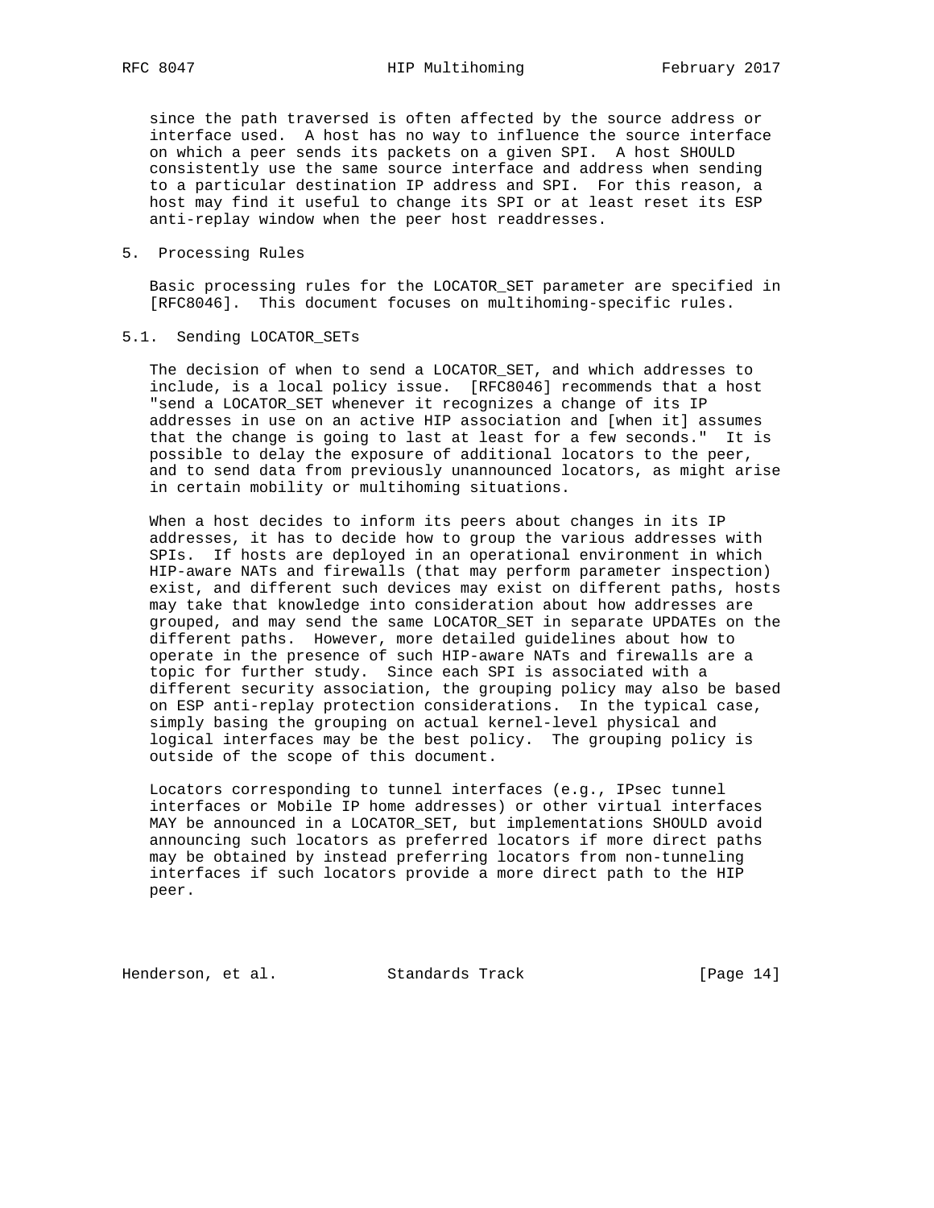since the path traversed is often affected by the source address or interface used. A host has no way to influence the source interface on which a peer sends its packets on a given SPI. A host SHOULD consistently use the same source interface and address when sending to a particular destination IP address and SPI. For this reason, a host may find it useful to change its SPI or at least reset its ESP anti-replay window when the peer host readdresses.

## 5. Processing Rules

Basic processing rules for the LOCATOR_SET parameter are specified in [RFC8046]. This document focuses on multihoming-specific rules.

### 5.1. Sending LOCATOR_SETs

The decision of when to send a LOCATOR_SET, and which addresses to include, is a local policy issue. [RFC8046] recommends that a host "send a LOCATOR_SET whenever it recognizes a change of its IP addresses in use on an active HIP association and [when it] assumes that the change is going to last at least for a few seconds." It is possible to delay the exposure of additional locators to the peer, and to send data from previously unannounced locators, as might arise in certain mobility or multihoming situations.

When a host decides to inform its peers about changes in its IP addresses, it has to decide how to group the various addresses with SPIs. If hosts are deployed in an operational environment in which HIP-aware NATs and firewalls (that may perform parameter inspection) exist, and different such devices may exist on different paths, hosts may take that knowledge into consideration about how addresses are grouped, and may send the same LOCATOR_SET in separate UPDATEs on the different paths. However, more detailed guidelines about how to operate in the presence of such HIP-aware NATs and firewalls are a topic for further study. Since each SPI is associated with a different security association, the grouping policy may also be based on ESP anti-replay protection considerations. In the typical case, simply basing the grouping on actual kernel-level physical and logical interfaces may be the best policy. The grouping policy is outside of the scope of this document.

Locators corresponding to tunnel interfaces (e.g., IPsec tunnel interfaces or Mobile IP home addresses) or other virtual interfaces MAY be announced in a LOCATOR_SET, but implementations SHOULD avoid announcing such locators as preferred locators if more direct paths may be obtained by instead preferring locators from non-tunneling interfaces if such locators provide a more direct path to the HIP peer.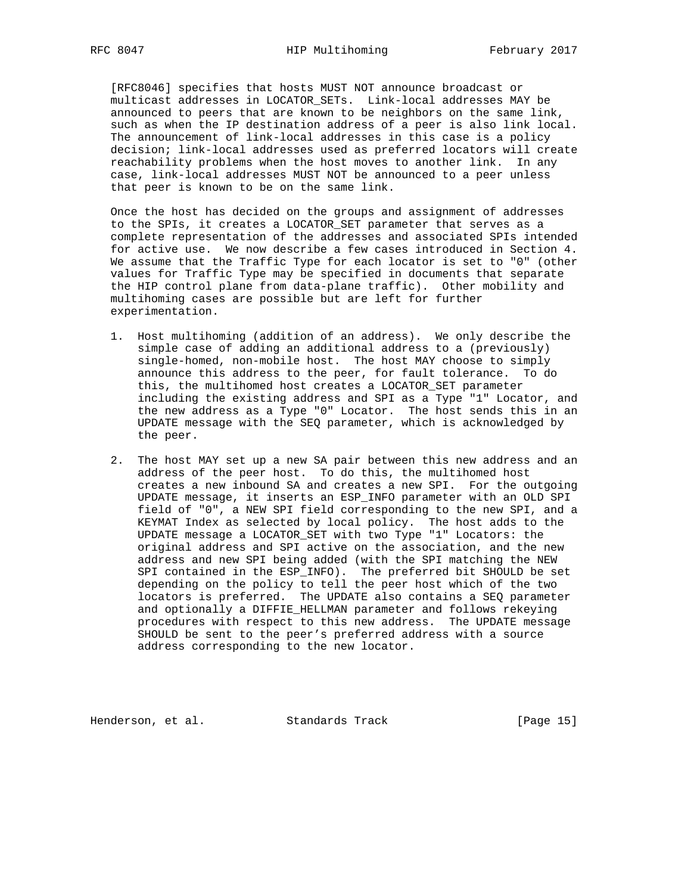[RFC8046] specifies that hosts MUST NOT announce broadcast or multicast addresses in LOCATOR_SETs. Link-local addresses MAY be announced to peers that are known to be neighbors on the same link, such as when the IP destination address of a peer is also link local. The announcement of link-local addresses in this case is a policy decision; link-local addresses used as preferred locators will create reachability problems when the host moves to another link. In any case, link-local addresses MUST NOT be announced to a peer unless that peer is known to be on the same link.

Once the host has decided on the groups and assignment of addresses to the SPIs, it creates a LOCATOR_SET parameter that serves as a complete representation of the addresses and associated SPIs intended for active use. We now describe a few cases introduced in Section 4. We assume that the Traffic Type for each locator is set to "0" (other values for Traffic Type may be specified in documents that separate the HIP control plane from data-plane traffic). Other mobility and multihoming cases are possible but are left for further experimentation.

1. Host multihoming (addition of an address). We only describe the simple case of adding an additional address to a (previously) single-homed, non-mobile host. The host MAY choose to simply announce this address to the peer, for fault tolerance. To do this, the multihomed host creates a LOCATOR_SET parameter including the existing address and SPI as a Type "1" Locator, and the new address as a Type "0" Locator. The host sends this in an UPDATE message with the SEQ parameter, which is acknowledged by the peer.

2. The host MAY set up a new SA pair between this new address and an address of the peer host. To do this, the multihomed host creates a new inbound SA and creates a new SPI. For the outgoing UPDATE message, it inserts an ESP_INFO parameter with an OLD SPI field of "0", a NEW SPI field corresponding to the new SPI, and a KEYMAT Index as selected by local policy. The host adds to the UPDATE message a LOCATOR_SET with two Type "1" Locators: the original address and SPI active on the association, and the new address and new SPI being added (with the SPI matching the NEW SPI contained in the ESP_INFO). The preferred bit SHOULD be set depending on the policy to tell the peer host which of the two locators is preferred. The UPDATE also contains a SEQ parameter and optionally a DIFFIE_HELLMAN parameter and follows rekeying procedures with respect to this new address. The UPDATE message SHOULD be sent to the peer's preferred address with a source address corresponding to the new locator.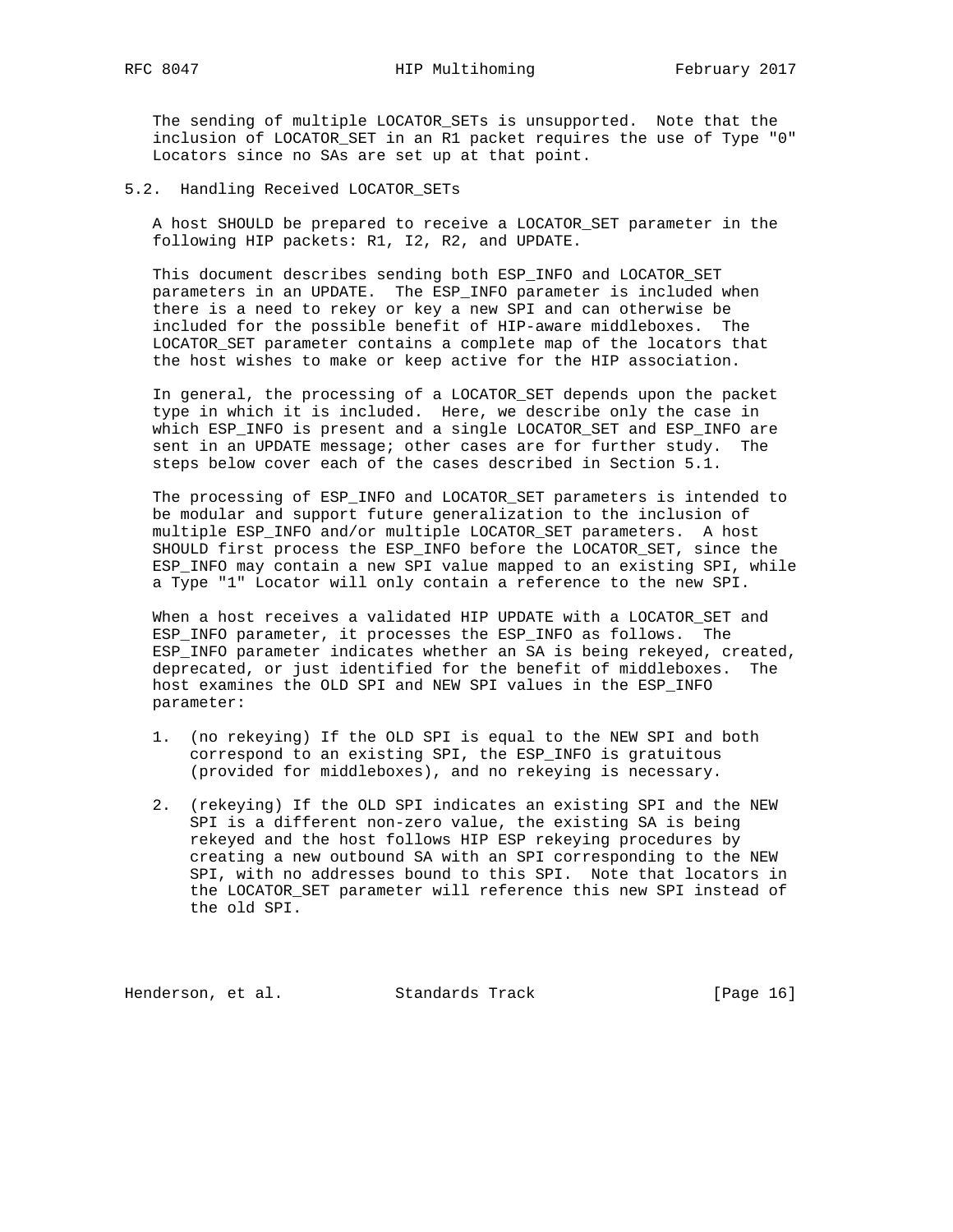The sending of multiple LOCATOR_SETs is unsupported. Note that the inclusion of LOCATOR_SET in an R1 packet requires the use of Type "0" Locators since no SAs are set up at that point.

### 5.2. Handling Received LOCATOR_SETs

A host SHOULD be prepared to receive a LOCATOR_SET parameter in the following HIP packets: R1, I2, R2, and UPDATE.

This document describes sending both ESP_INFO and LOCATOR_SET parameters in an UPDATE. The ESP_INFO parameter is included when there is a need to rekey or key a new SPI and can otherwise be included for the possible benefit of HIP-aware middleboxes. The LOCATOR_SET parameter contains a complete map of the locators that the host wishes to make or keep active for the HIP association.

In general, the processing of a LOCATOR_SET depends upon the packet type in which it is included. Here, we describe only the case in which ESP_INFO is present and a single LOCATOR_SET and ESP_INFO are sent in an UPDATE message; other cases are for further study. The steps below cover each of the cases described in Section 5.1.

The processing of ESP_INFO and LOCATOR_SET parameters is intended to be modular and support future generalization to the inclusion of multiple ESP_INFO and/or multiple LOCATOR_SET parameters. A host SHOULD first process the ESP_INFO before the LOCATOR_SET, since the ESP_INFO may contain a new SPI value mapped to an existing SPI, while a Type "1" Locator will only contain a reference to the new SPI.

When a host receives a validated HIP UPDATE with a LOCATOR_SET and ESP_INFO parameter, it processes the ESP_INFO as follows. The ESP_INFO parameter indicates whether an SA is being rekeyed, created, deprecated, or just identified for the benefit of middleboxes. The host examines the OLD SPI and NEW SPI values in the ESP_INFO parameter:

1. (no rekeying) If the OLD SPI is equal to the NEW SPI and both correspond to an existing SPI, the ESP_INFO is gratuitous (provided for middleboxes), and no rekeying is necessary.

2. (rekeying) If the OLD SPI indicates an existing SPI and the NEW SPI is a different non-zero value, the existing SA is being rekeyed and the host follows HIP ESP rekeying procedures by creating a new outbound SA with an SPI corresponding to the NEW SPI, with no addresses bound to this SPI. Note that locators in the LOCATOR_SET parameter will reference this new SPI instead of the old SPI.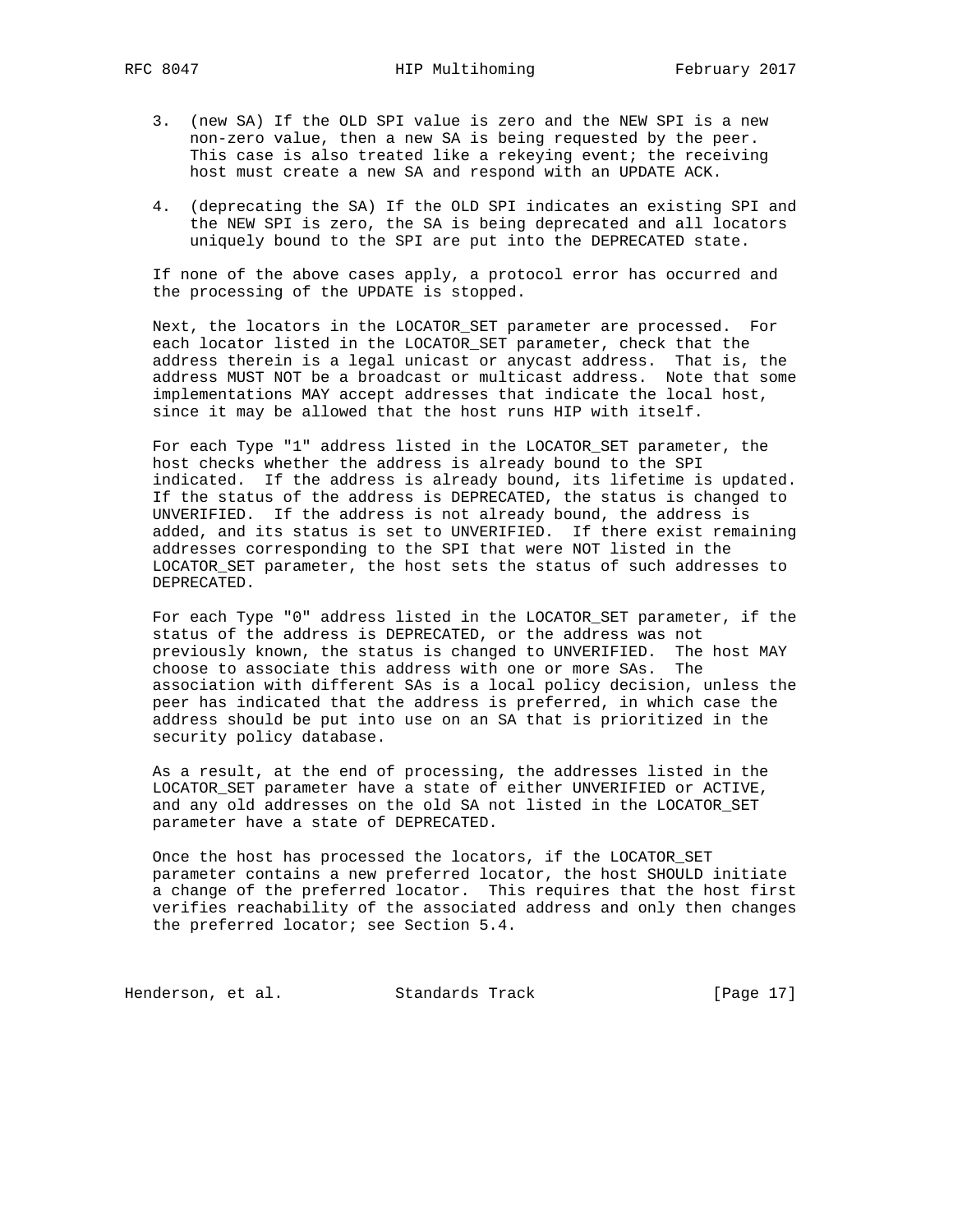3. (new SA) If the OLD SPI value is zero and the NEW SPI is a new non-zero value, then a new SA is being requested by the peer. This case is also treated like a rekeying event; the receiving host must create a new SA and respond with an UPDATE ACK.

4. (deprecating the SA) If the OLD SPI indicates an existing SPI and the NEW SPI is zero, the SA is being deprecated and all locators uniquely bound to the SPI are put into the DEPRECATED state.

If none of the above cases apply, a protocol error has occurred and the processing of the UPDATE is stopped.

Next, the locators in the LOCATOR_SET parameter are processed. For each locator listed in the LOCATOR_SET parameter, check that the address therein is a legal unicast or anycast address. That is, the address MUST NOT be a broadcast or multicast address. Note that some implementations MAY accept addresses that indicate the local host, since it may be allowed that the host runs HIP with itself.

For each Type "1" address listed in the LOCATOR_SET parameter, the host checks whether the address is already bound to the SPI indicated. If the address is already bound, its lifetime is updated. If the status of the address is DEPRECATED, the status is changed to UNVERIFIED. If the address is not already bound, the address is added, and its status is set to UNVERIFIED. If there exist remaining addresses corresponding to the SPI that were NOT listed in the LOCATOR_SET parameter, the host sets the status of such addresses to DEPRECATED.

For each Type "0" address listed in the LOCATOR_SET parameter, if the status of the address is DEPRECATED, or the address was not previously known, the status is changed to UNVERIFIED. The host MAY choose to associate this address with one or more SAs. The association with different SAs is a local policy decision, unless the peer has indicated that the address is preferred, in which case the address should be put into use on an SA that is prioritized in the security policy database.

As a result, at the end of processing, the addresses listed in the LOCATOR_SET parameter have a state of either UNVERIFIED or ACTIVE, and any old addresses on the old SA not listed in the LOCATOR_SET parameter have a state of DEPRECATED.

Once the host has processed the locators, if the LOCATOR_SET parameter contains a new preferred locator, the host SHOULD initiate a change of the preferred locator. This requires that the host first verifies reachability of the associated address and only then changes the preferred locator; see Section 5.4.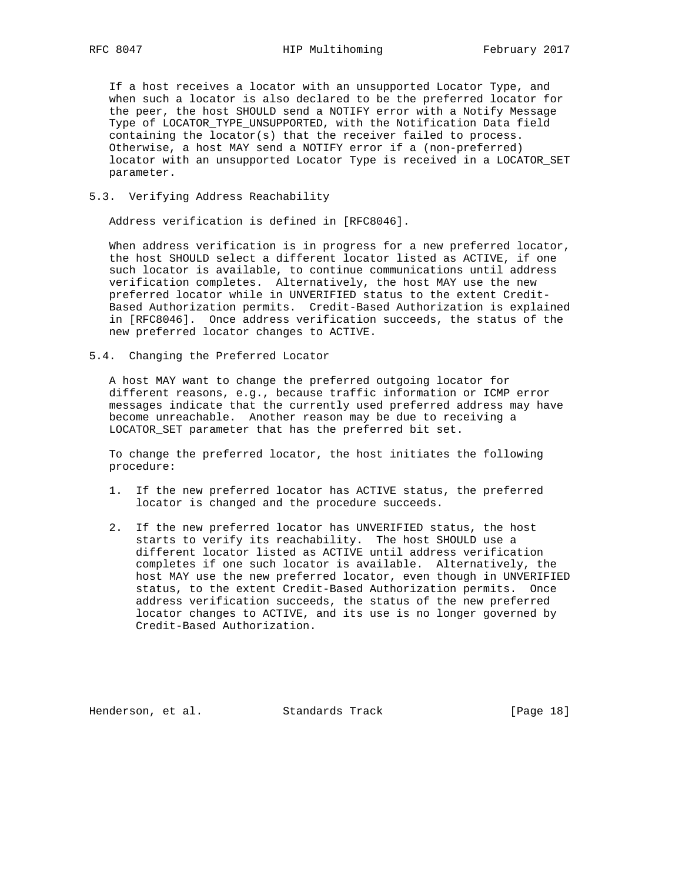If a host receives a locator with an unsupported Locator Type, and when such a locator is also declared to be the preferred locator for the peer, the host SHOULD send a NOTIFY error with a Notify Message Type of LOCATOR_TYPE_UNSUPPORTED, with the Notification Data field containing the locator(s) that the receiver failed to process. Otherwise, a host MAY send a NOTIFY error if a (non-preferred) locator with an unsupported Locator Type is received in a LOCATOR_SET parameter.

### 5.3. Verifying Address Reachability

Address verification is defined in [RFC8046].

When address verification is in progress for a new preferred locator, the host SHOULD select a different locator listed as ACTIVE, if one such locator is available, to continue communications until address verification completes. Alternatively, the host MAY use the new preferred locator while in UNVERIFIED status to the extent Credit-Based Authorization permits. Credit-Based Authorization is explained in [RFC8046]. Once address verification succeeds, the status of the new preferred locator changes to ACTIVE.

### 5.4. Changing the Preferred Locator

A host MAY want to change the preferred outgoing locator for different reasons, e.g., because traffic information or ICMP error messages indicate that the currently used preferred address may have become unreachable. Another reason may be due to receiving a LOCATOR_SET parameter that has the preferred bit set.

To change the preferred locator, the host initiates the following procedure:

1. If the new preferred locator has ACTIVE status, the preferred locator is changed and the procedure succeeds.

2. If the new preferred locator has UNVERIFIED status, the host starts to verify its reachability. The host SHOULD use a different locator listed as ACTIVE until address verification completes if one such locator is available. Alternatively, the host MAY use the new preferred locator, even though in UNVERIFIED status, to the extent Credit-Based Authorization permits. Once address verification succeeds, the status of the new preferred locator changes to ACTIVE, and its use is no longer governed by Credit-Based Authorization.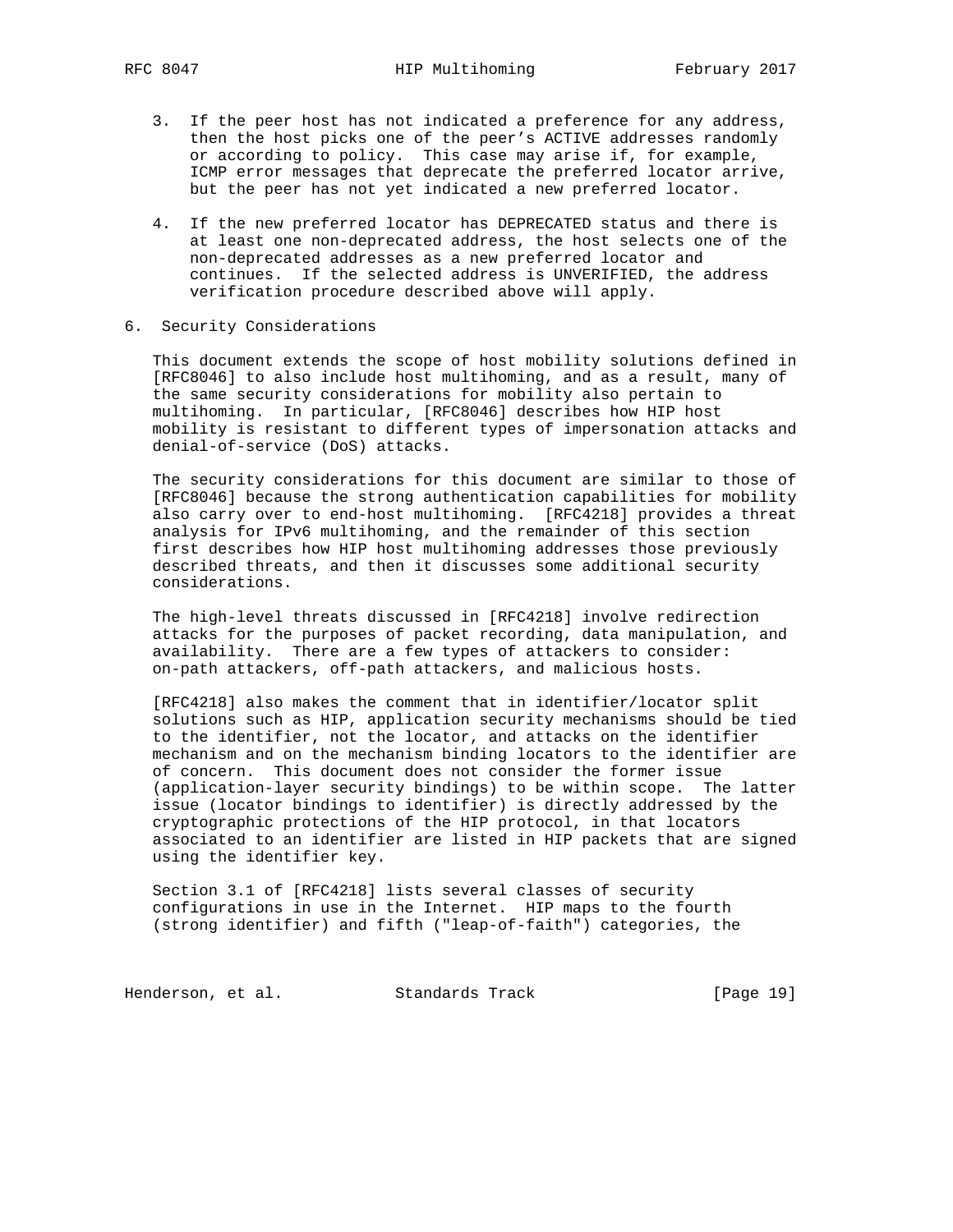3. If the peer host has not indicated a preference for any address, then the host picks one of the peer's ACTIVE addresses randomly or according to policy. This case may arise if, for example, ICMP error messages that deprecate the preferred locator arrive, but the peer has not yet indicated a new preferred locator.

4. If the new preferred locator has DEPRECATED status and there is at least one non-deprecated address, the host selects one of the non-deprecated addresses as a new preferred locator and continues. If the selected address is UNVERIFIED, the address verification procedure described above will apply.

## 6. Security Considerations

This document extends the scope of host mobility solutions defined in [RFC8046] to also include host multihoming, and as a result, many of the same security considerations for mobility also pertain to multihoming. In particular, [RFC8046] describes how HIP host mobility is resistant to different types of impersonation attacks and denial-of-service (DoS) attacks.

The security considerations for this document are similar to those of [RFC8046] because the strong authentication capabilities for mobility also carry over to end-host multihoming. [RFC4218] provides a threat analysis for IPv6 multihoming, and the remainder of this section first describes how HIP host multihoming addresses those previously described threats, and then it discusses some additional security considerations.

The high-level threats discussed in [RFC4218] involve redirection attacks for the purposes of packet recording, data manipulation, and availability. There are a few types of attackers to consider: on-path attackers, off-path attackers, and malicious hosts.

[RFC4218] also makes the comment that in identifier/locator split solutions such as HIP, application security mechanisms should be tied to the identifier, not the locator, and attacks on the identifier mechanism and on the mechanism binding locators to the identifier are of concern. This document does not consider the former issue (application-layer security bindings) to be within scope. The latter issue (locator bindings to identifier) is directly addressed by the cryptographic protections of the HIP protocol, in that locators associated to an identifier are listed in HIP packets that are signed using the identifier key.

Section 3.1 of [RFC4218] lists several classes of security configurations in use in the Internet. HIP maps to the fourth (strong identifier) and fifth ("leap-of-faith") categories, the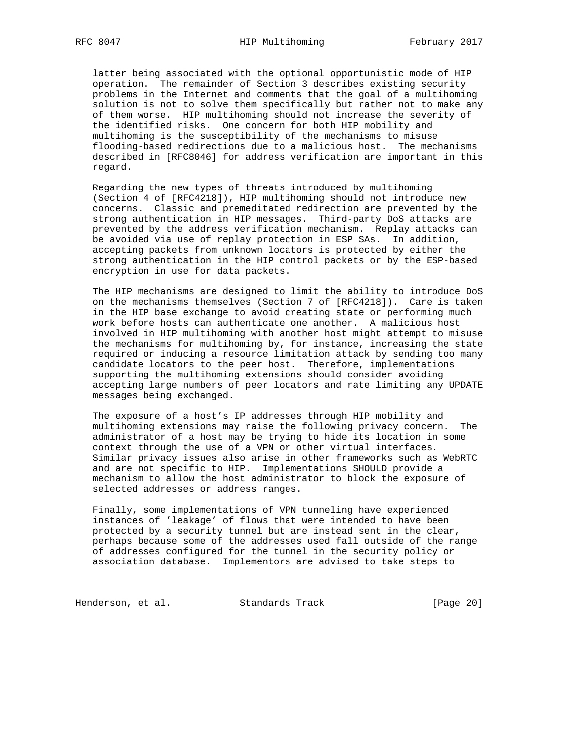latter being associated with the optional opportunistic mode of HIP operation. The remainder of Section 3 describes existing security problems in the Internet and comments that the goal of a multihoming solution is not to solve them specifically but rather not to make any of them worse. HIP multihoming should not increase the severity of the identified risks. One concern for both HIP mobility and multihoming is the susceptibility of the mechanisms to misuse flooding-based redirections due to a malicious host. The mechanisms described in [RFC8046] for address verification are important in this regard.

Regarding the new types of threats introduced by multihoming (Section 4 of [RFC4218]), HIP multihoming should not introduce new concerns. Classic and premeditated redirection are prevented by the strong authentication in HIP messages. Third-party DoS attacks are prevented by the address verification mechanism. Replay attacks can be avoided via use of replay protection in ESP SAs. In addition, accepting packets from unknown locators is protected by either the strong authentication in the HIP control packets or by the ESP-based encryption in use for data packets.

The HIP mechanisms are designed to limit the ability to introduce DoS on the mechanisms themselves (Section 7 of [RFC4218]). Care is taken in the HIP base exchange to avoid creating state or performing much work before hosts can authenticate one another. A malicious host involved in HIP multihoming with another host might attempt to misuse the mechanisms for multihoming by, for instance, increasing the state required or inducing a resource limitation attack by sending too many candidate locators to the peer host. Therefore, implementations supporting the multihoming extensions should consider avoiding accepting large numbers of peer locators and rate limiting any UPDATE messages being exchanged.

The exposure of a host's IP addresses through HIP mobility and multihoming extensions may raise the following privacy concern. The administrator of a host may be trying to hide its location in some context through the use of a VPN or other virtual interfaces. Similar privacy issues also arise in other frameworks such as WebRTC and are not specific to HIP. Implementations SHOULD provide a mechanism to allow the host administrator to block the exposure of selected addresses or address ranges.

Finally, some implementations of VPN tunneling have experienced instances of 'leakage' of flows that were intended to have been protected by a security tunnel but are instead sent in the clear, perhaps because some of the addresses used fall outside of the range of addresses configured for the tunnel in the security policy or association database. Implementors are advised to take steps to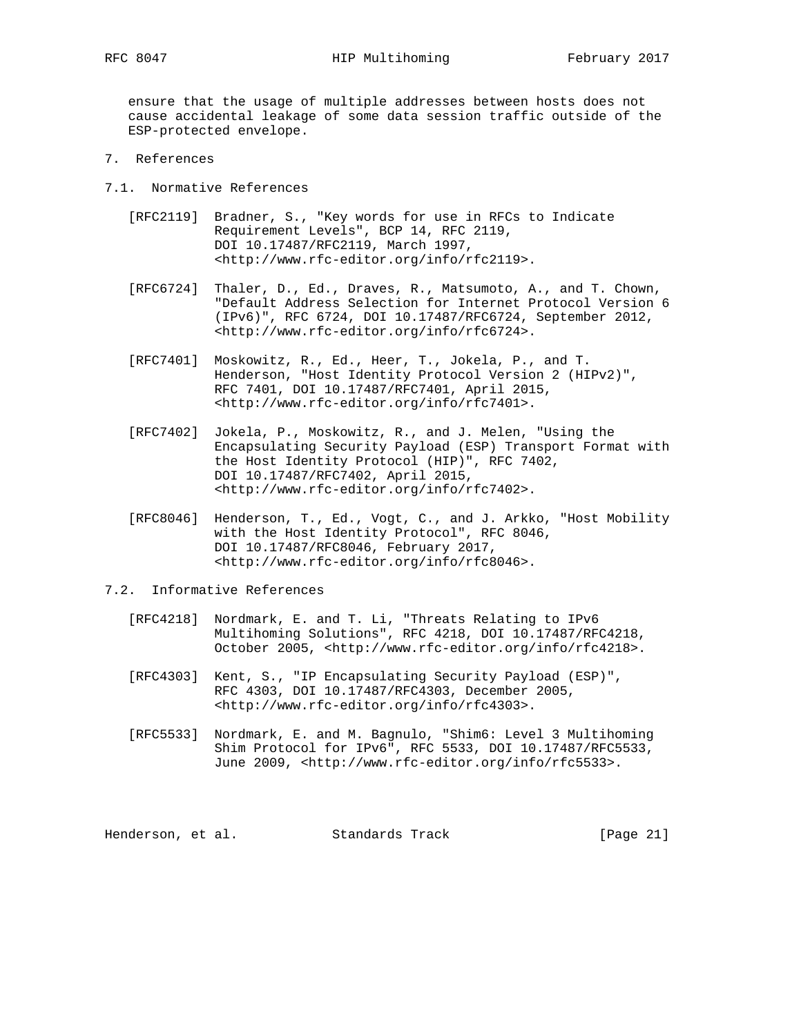ensure that the usage of multiple addresses between hosts does not cause accidental leakage of some data session traffic outside of the ESP-protected envelope.

# 7. References

## 7.1. Normative References

[RFC2119] Bradner, S., "Key words for use in RFCs to Indicate Requirement Levels", BCP 14, RFC 2119, DOI 10.17487/RFC2119, March 1997, <http://www.rfc-editor.org/info/rfc2119>.

[RFC6724] Thaler, D., Ed., Draves, R., Matsumoto, A., and T. Chown, "Default Address Selection for Internet Protocol Version 6 (IPv6)", RFC 6724, DOI 10.17487/RFC6724, September 2012, <http://www.rfc-editor.org/info/rfc6724>.

[RFC7401] Moskowitz, R., Ed., Heer, T., Jokela, P., and T. Henderson, "Host Identity Protocol Version 2 (HIPv2)", RFC 7401, DOI 10.17487/RFC7401, April 2015, <http://www.rfc-editor.org/info/rfc7401>.

[RFC7402] Jokela, P., Moskowitz, R., and J. Melen, "Using the Encapsulating Security Payload (ESP) Transport Format with the Host Identity Protocol (HIP)", RFC 7402, DOI 10.17487/RFC7402, April 2015, <http://www.rfc-editor.org/info/rfc7402>.

[RFC8046] Henderson, T., Ed., Vogt, C., and J. Arkko, "Host Mobility with the Host Identity Protocol", RFC 8046, DOI 10.17487/RFC8046, February 2017, <http://www.rfc-editor.org/info/rfc8046>.

## 7.2. Informative References

[RFC4218] Nordmark, E. and T. Li, "Threats Relating to IPv6 Multihoming Solutions", RFC 4218, DOI 10.17487/RFC4218, October 2005, <http://www.rfc-editor.org/info/rfc4218>.

[RFC4303] Kent, S., "IP Encapsulating Security Payload (ESP)", RFC 4303, DOI 10.17487/RFC4303, December 2005, <http://www.rfc-editor.org/info/rfc4303>.

[RFC5533] Nordmark, E. and M. Bagnulo, "Shim6: Level 3 Multihoming Shim Protocol for IPv6", RFC 5533, DOI 10.17487/RFC5533, June 2009, <http://www.rfc-editor.org/info/rfc5533>.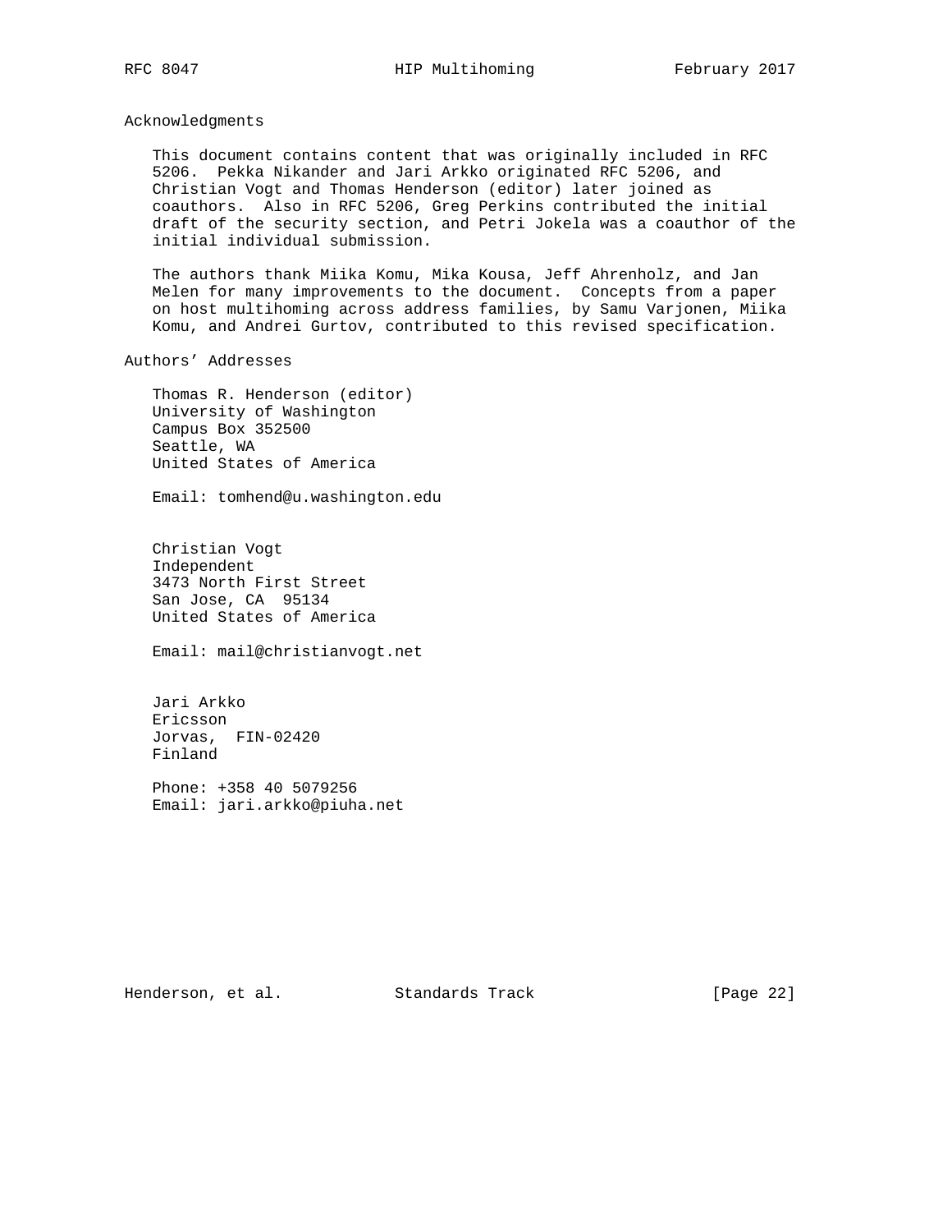## Acknowledgments

This document contains content that was originally included in RFC 5206. Pekka Nikander and Jari Arkko originated RFC 5206, and Christian Vogt and Thomas Henderson (editor) later joined as coauthors. Also in RFC 5206, Greg Perkins contributed the initial draft of the security section, and Petri Jokela was a coauthor of the initial individual submission.

The authors thank Miika Komu, Mika Kousa, Jeff Ahrenholz, and Jan Melen for many improvements to the document. Concepts from a paper on host multihoming across address families, by Samu Varjonen, Miika Komu, and Andrei Gurtov, contributed to this revised specification.

## Authors' Addresses

Thomas R. Henderson (editor)
University of Washington
Campus Box 352500
Seattle, WA
United States of America

Email: tomhend@u.washington.edu

Christian Vogt
Independent
3473 North First Street
San Jose, CA 95134
United States of America

Email: mail@christianvogt.net

Jari Arkko
Ericsson
Jorvas, FIN-02420
Finland

Phone: +358 40 5079256
Email: jari.arkko@piuha.net